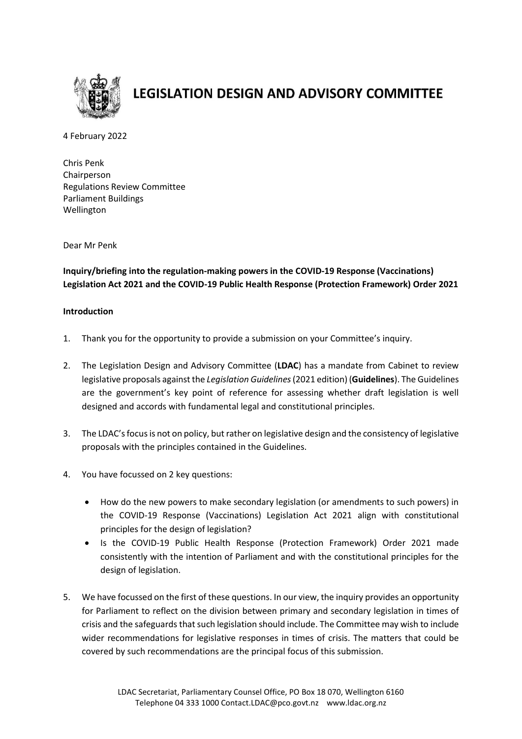# LEGISLATION DESIGN AND ADVISORY COMMITTEE

4 February 2022

Chris Penk
Chairperson
Regulations Review Committee
Parliament Buildings
Wellington

Dear Mr Penk

**Inquiry/briefing into the regulation-making powers in the COVID-19 Response (Vaccinations) Legislation Act 2021 and the COVID-19 Public Health Response (Protection Framework) Order 2021**

**Introduction**

1. Thank you for the opportunity to provide a submission on your Committee's inquiry.

2. The Legislation Design and Advisory Committee (**LDAC**) has a mandate from Cabinet to review legislative proposals against the *Legislation Guidelines* (2021 edition) (**Guidelines**). The Guidelines are the government's key point of reference for assessing whether draft legislation is well designed and accords with fundamental legal and constitutional principles.

3. The LDAC's focus is not on policy, but rather on legislative design and the consistency of legislative proposals with the principles contained in the Guidelines.

4. You have focussed on 2 key questions:

   - How do the new powers to make secondary legislation (or amendments to such powers) in the COVID-19 Response (Vaccinations) Legislation Act 2021 align with constitutional principles for the design of legislation?
   - Is the COVID-19 Public Health Response (Protection Framework) Order 2021 made consistently with the intention of Parliament and with the constitutional principles for the design of legislation.

5. We have focussed on the first of these questions. In our view, the inquiry provides an opportunity for Parliament to reflect on the division between primary and secondary legislation in times of crisis and the safeguards that such legislation should include. The Committee may wish to include wider recommendations for legislative responses in times of crisis. The matters that could be covered by such recommendations are the principal focus of this submission.

LDAC Secretariat, Parliamentary Counsel Office, PO Box 18 070, Wellington 6160
Telephone 04 333 1000 Contact.LDAC@pco.govt.nz www.ldac.org.nz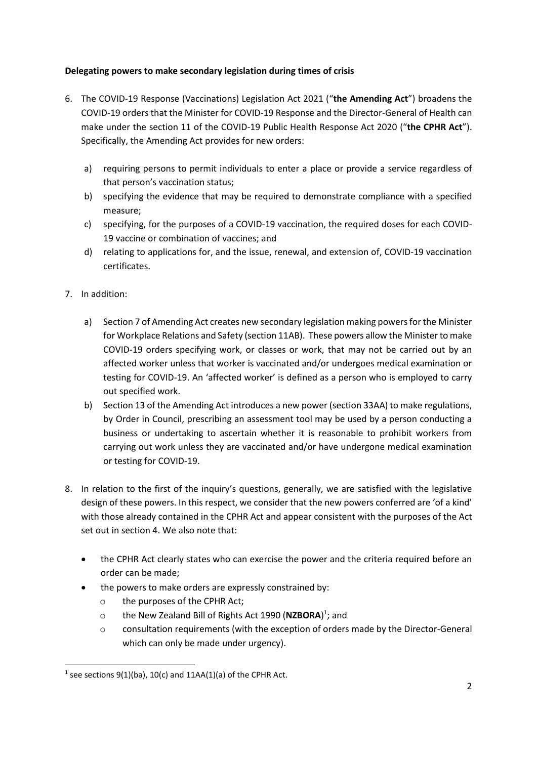**Delegating powers to make secondary legislation during times of crisis**

6. The COVID-19 Response (Vaccinations) Legislation Act 2021 ("**the Amending Act**") broadens the COVID-19 orders that the Minister for COVID-19 Response and the Director-General of Health can make under the section 11 of the COVID-19 Public Health Response Act 2020 ("**the CPHR Act**"). Specifically, the Amending Act provides for new orders:

   a) requiring persons to permit individuals to enter a place or provide a service regardless of that person's vaccination status;
   b) specifying the evidence that may be required to demonstrate compliance with a specified measure;
   c) specifying, for the purposes of a COVID-19 vaccination, the required doses for each COVID-19 vaccine or combination of vaccines; and
   d) relating to applications for, and the issue, renewal, and extension of, COVID-19 vaccination certificates.

7. In addition:

   a) Section 7 of Amending Act creates new secondary legislation making powers for the Minister for Workplace Relations and Safety (section 11AB). These powers allow the Minister to make COVID-19 orders specifying work, or classes or work, that may not be carried out by an affected worker unless that worker is vaccinated and/or undergoes medical examination or testing for COVID-19. An 'affected worker' is defined as a person who is employed to carry out specified work.
   b) Section 13 of the Amending Act introduces a new power (section 33AA) to make regulations, by Order in Council, prescribing an assessment tool may be used by a person conducting a business or undertaking to ascertain whether it is reasonable to prohibit workers from carrying out work unless they are vaccinated and/or have undergone medical examination or testing for COVID-19.

8. In relation to the first of the inquiry's questions, generally, we are satisfied with the legislative design of these powers. In this respect, we consider that the new powers conferred are 'of a kind' with those already contained in the CPHR Act and appear consistent with the purposes of the Act set out in section 4. We also note that:

   - the CPHR Act clearly states who can exercise the power and the criteria required before an order can be made;
   - the powers to make orders are expressly constrained by:
     - the purposes of the CPHR Act;
     - the New Zealand Bill of Rights Act 1990 (**NZBORA**)[1]; and
     - consultation requirements (with the exception of orders made by the Director-General which can only be made under urgency).

---

[1] see sections 9(1)(ba), 10(c) and 11AA(1)(a) of the CPHR Act.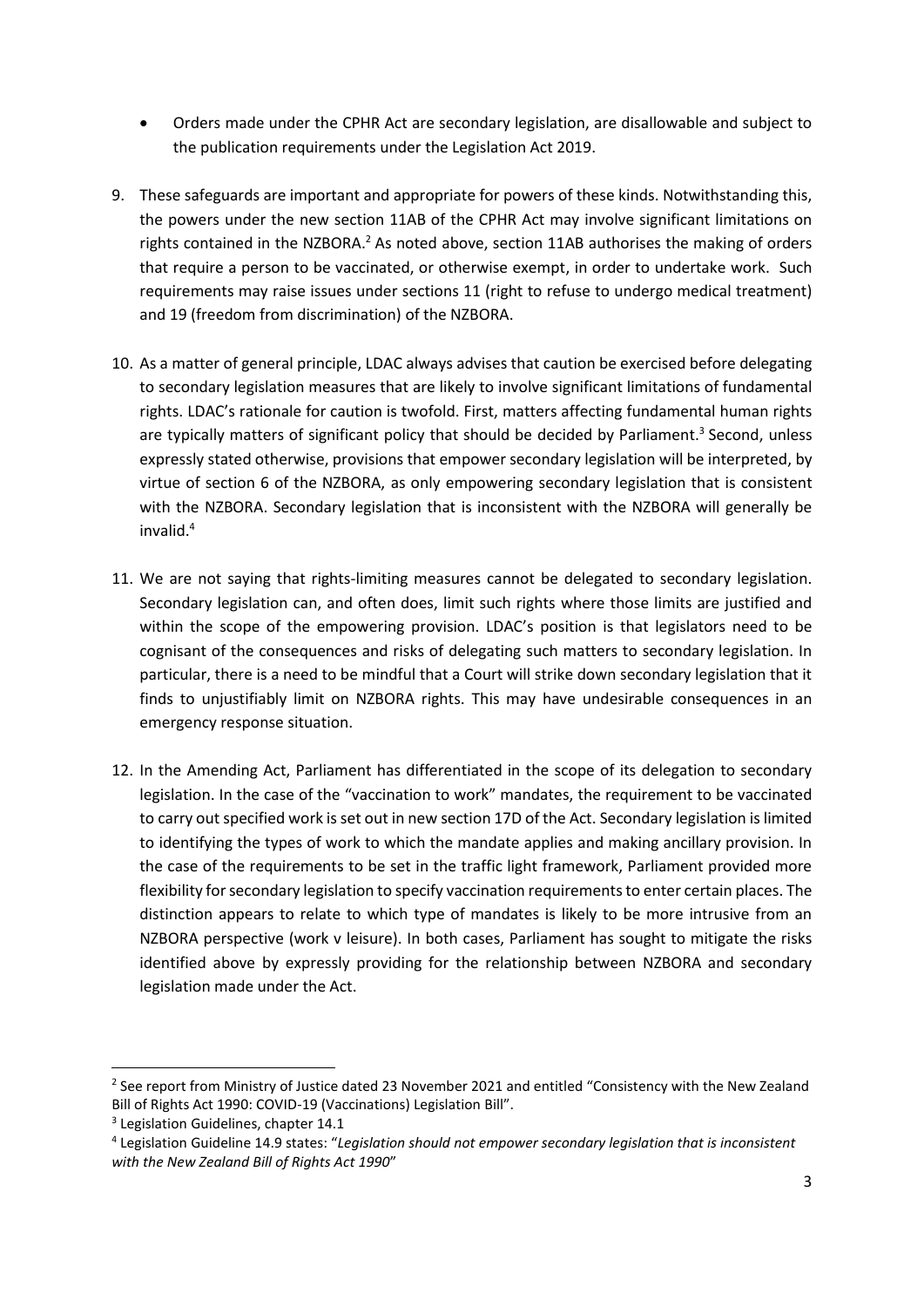- Orders made under the CPHR Act are secondary legislation, are disallowable and subject to the publication requirements under the Legislation Act 2019.

9. These safeguards are important and appropriate for powers of these kinds. Notwithstanding this, the powers under the new section 11AB of the CPHR Act may involve significant limitations on rights contained in the NZBORA.[2] As noted above, section 11AB authorises the making of orders that require a person to be vaccinated, or otherwise exempt, in order to undertake work. Such requirements may raise issues under sections 11 (right to refuse to undergo medical treatment) and 19 (freedom from discrimination) of the NZBORA.

10. As a matter of general principle, LDAC always advises that caution be exercised before delegating to secondary legislation measures that are likely to involve significant limitations of fundamental rights. LDAC's rationale for caution is twofold. First, matters affecting fundamental human rights are typically matters of significant policy that should be decided by Parliament.[3] Second, unless expressly stated otherwise, provisions that empower secondary legislation will be interpreted, by virtue of section 6 of the NZBORA, as only empowering secondary legislation that is consistent with the NZBORA. Secondary legislation that is inconsistent with the NZBORA will generally be invalid.[4]

11. We are not saying that rights-limiting measures cannot be delegated to secondary legislation. Secondary legislation can, and often does, limit such rights where those limits are justified and within the scope of the empowering provision. LDAC's position is that legislators need to be cognisant of the consequences and risks of delegating such matters to secondary legislation. In particular, there is a need to be mindful that a Court will strike down secondary legislation that it finds to unjustifiably limit on NZBORA rights. This may have undesirable consequences in an emergency response situation.

12. In the Amending Act, Parliament has differentiated in the scope of its delegation to secondary legislation. In the case of the "vaccination to work" mandates, the requirement to be vaccinated to carry out specified work is set out in new section 17D of the Act. Secondary legislation is limited to identifying the types of work to which the mandate applies and making ancillary provision. In the case of the requirements to be set in the traffic light framework, Parliament provided more flexibility for secondary legislation to specify vaccination requirements to enter certain places. The distinction appears to relate to which type of mandates is likely to be more intrusive from an NZBORA perspective (work v leisure). In both cases, Parliament has sought to mitigate the risks identified above by expressly providing for the relationship between NZBORA and secondary legislation made under the Act.

---

[2] See report from Ministry of Justice dated 23 November 2021 and entitled "Consistency with the New Zealand Bill of Rights Act 1990: COVID-19 (Vaccinations) Legislation Bill".

[3] Legislation Guidelines, chapter 14.1

[4] Legislation Guideline 14.9 states: "*Legislation should not empower secondary legislation that is inconsistent with the New Zealand Bill of Rights Act 1990*"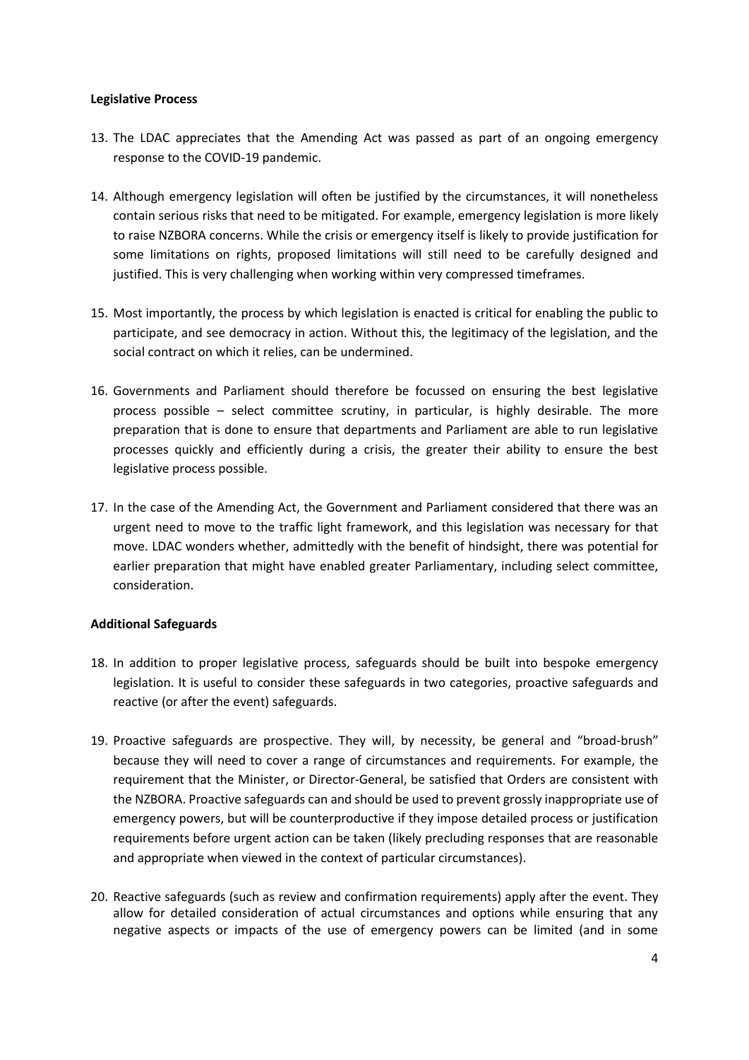**Legislative Process**

13. The LDAC appreciates that the Amending Act was passed as part of an ongoing emergency response to the COVID-19 pandemic.

14. Although emergency legislation will often be justified by the circumstances, it will nonetheless contain serious risks that need to be mitigated. For example, emergency legislation is more likely to raise NZBORA concerns. While the crisis or emergency itself is likely to provide justification for some limitations on rights, proposed limitations will still need to be carefully designed and justified. This is very challenging when working within very compressed timeframes.

15. Most importantly, the process by which legislation is enacted is critical for enabling the public to participate, and see democracy in action. Without this, the legitimacy of the legislation, and the social contract on which it relies, can be undermined.

16. Governments and Parliament should therefore be focussed on ensuring the best legislative process possible – select committee scrutiny, in particular, is highly desirable. The more preparation that is done to ensure that departments and Parliament are able to run legislative processes quickly and efficiently during a crisis, the greater their ability to ensure the best legislative process possible.

17. In the case of the Amending Act, the Government and Parliament considered that there was an urgent need to move to the traffic light framework, and this legislation was necessary for that move. LDAC wonders whether, admittedly with the benefit of hindsight, there was potential for earlier preparation that might have enabled greater Parliamentary, including select committee, consideration.

**Additional Safeguards**

18. In addition to proper legislative process, safeguards should be built into bespoke emergency legislation. It is useful to consider these safeguards in two categories, proactive safeguards and reactive (or after the event) safeguards.

19. Proactive safeguards are prospective. They will, by necessity, be general and "broad-brush" because they will need to cover a range of circumstances and requirements. For example, the requirement that the Minister, or Director-General, be satisfied that Orders are consistent with the NZBORA. Proactive safeguards can and should be used to prevent grossly inappropriate use of emergency powers, but will be counterproductive if they impose detailed process or justification requirements before urgent action can be taken (likely precluding responses that are reasonable and appropriate when viewed in the context of particular circumstances).

20. Reactive safeguards (such as review and confirmation requirements) apply after the event. They allow for detailed consideration of actual circumstances and options while ensuring that any negative aspects or impacts of the use of emergency powers can be limited (and in some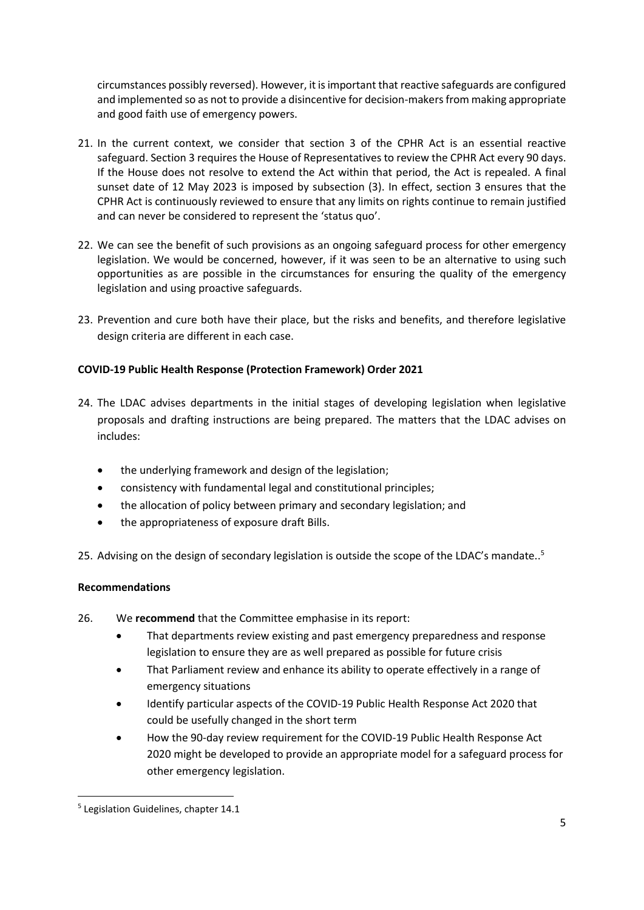circumstances possibly reversed). However, it is important that reactive safeguards are configured and implemented so as not to provide a disincentive for decision-makers from making appropriate and good faith use of emergency powers.

21. In the current context, we consider that section 3 of the CPHR Act is an essential reactive safeguard. Section 3 requires the House of Representatives to review the CPHR Act every 90 days. If the House does not resolve to extend the Act within that period, the Act is repealed. A final sunset date of 12 May 2023 is imposed by subsection (3). In effect, section 3 ensures that the CPHR Act is continuously reviewed to ensure that any limits on rights continue to remain justified and can never be considered to represent the 'status quo'.

22. We can see the benefit of such provisions as an ongoing safeguard process for other emergency legislation. We would be concerned, however, if it was seen to be an alternative to using such opportunities as are possible in the circumstances for ensuring the quality of the emergency legislation and using proactive safeguards.

23. Prevention and cure both have their place, but the risks and benefits, and therefore legislative design criteria are different in each case.

**COVID-19 Public Health Response (Protection Framework) Order 2021**

24. The LDAC advises departments in the initial stages of developing legislation when legislative proposals and drafting instructions are being prepared. The matters that the LDAC advises on includes:

    - the underlying framework and design of the legislation;
    - consistency with fundamental legal and constitutional principles;
    - the allocation of policy between primary and secondary legislation; and
    - the appropriateness of exposure draft Bills.

25. Advising on the design of secondary legislation is outside the scope of the LDAC's mandate..[5]

**Recommendations**

26. We **recommend** that the Committee emphasise in its report:
    - That departments review existing and past emergency preparedness and response legislation to ensure they are as well prepared as possible for future crisis
    - That Parliament review and enhance its ability to operate effectively in a range of emergency situations
    - Identify particular aspects of the COVID-19 Public Health Response Act 2020 that could be usefully changed in the short term
    - How the 90-day review requirement for the COVID-19 Public Health Response Act 2020 might be developed to provide an appropriate model for a safeguard process for other emergency legislation.

[5] Legislation Guidelines, chapter 14.1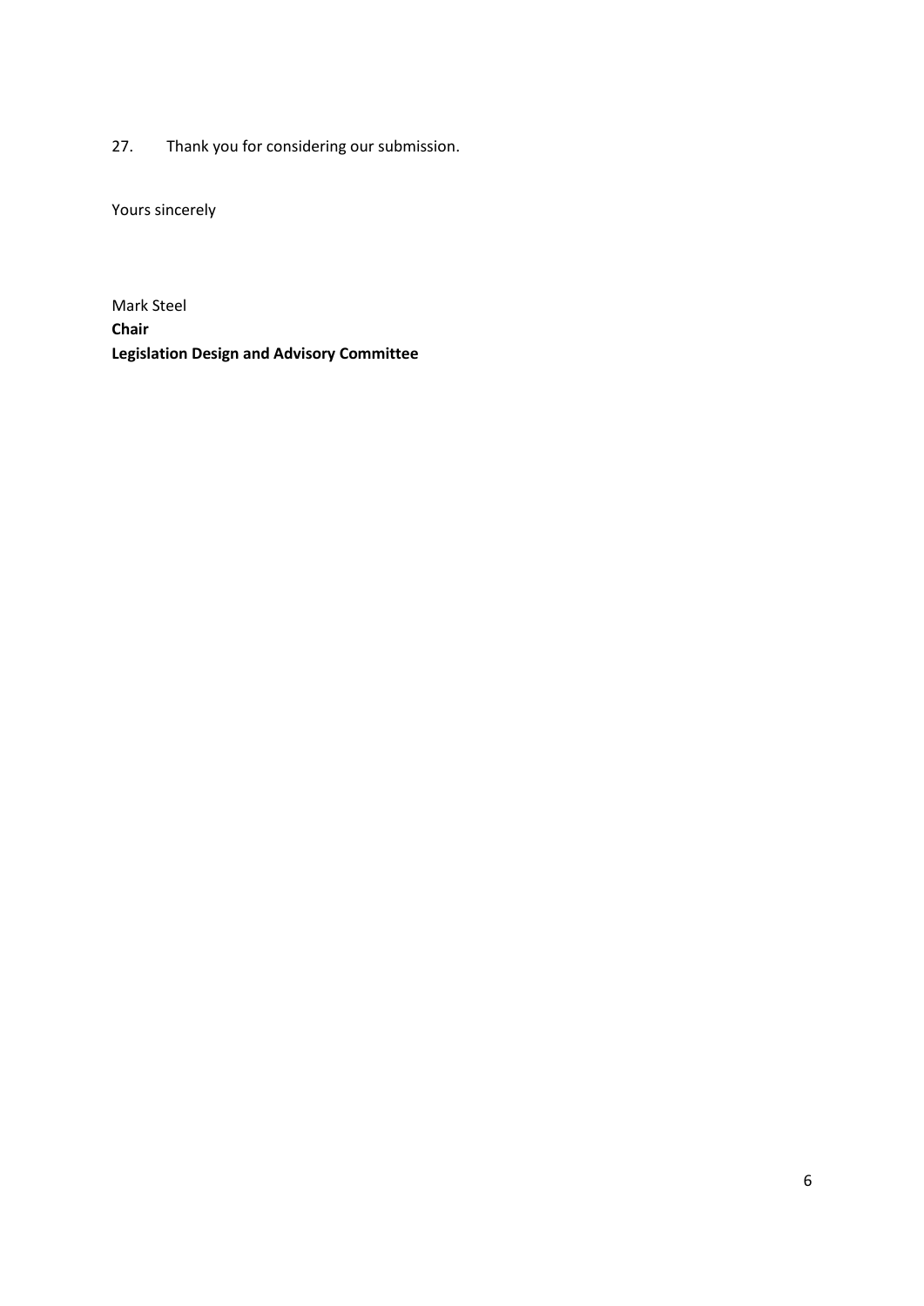27. Thank you for considering our submission.

Yours sincerely

Mark Steel
**Chair**
**Legislation Design and Advisory Committee**